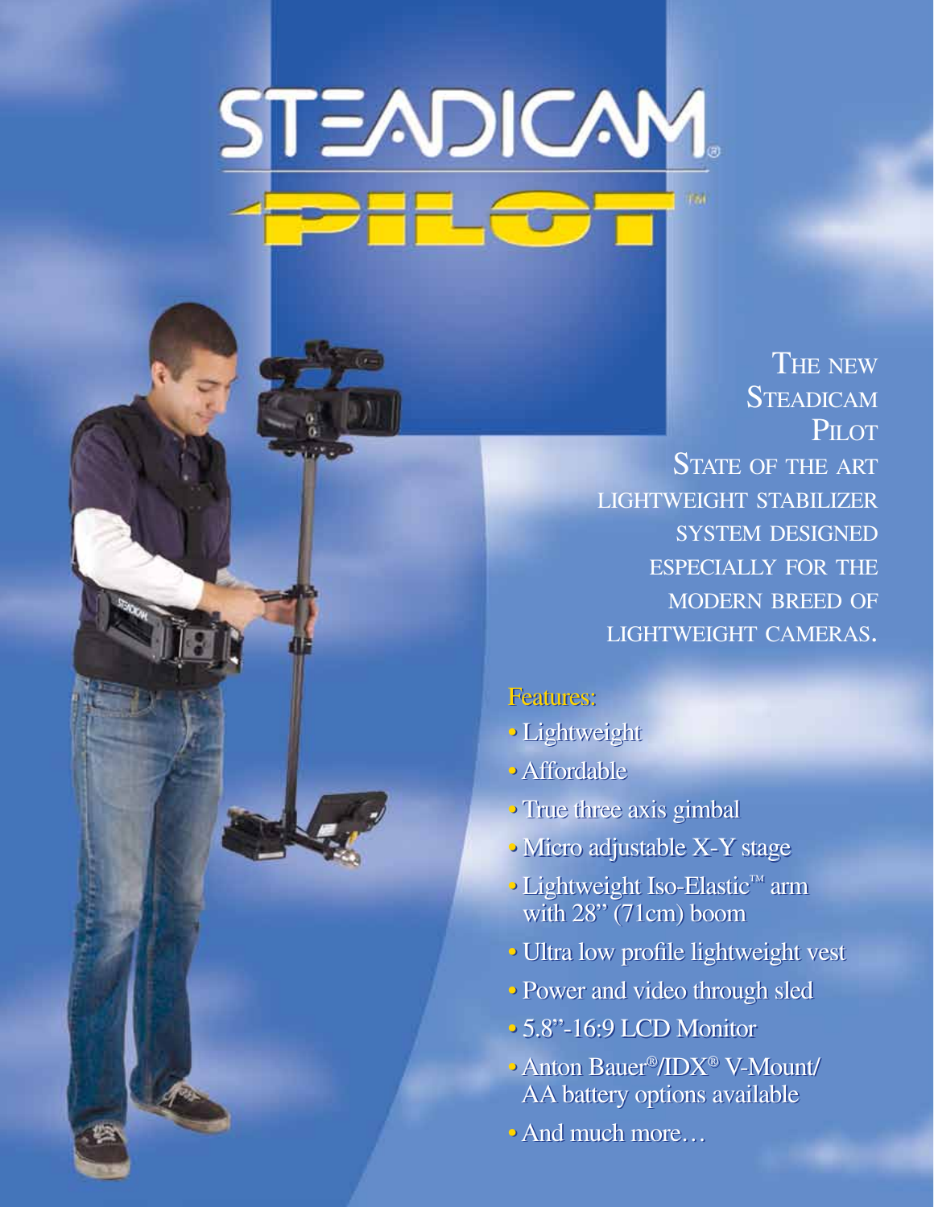# STEADICAM®

# PILOT™

THE NEW STEADICAM PILOT

STATE OF THE ART LIGHTWEIGHT STABILIZER SYSTEM DESIGNED ESPECIALLY FOR THE MODERN BREED OF LIGHTWEIGHT CAMERAS.

Features:

- Lightweight
- Affordable
- True three axis gimbal
- Micro adjustable X-Y stage
- Lightweight Iso-Elastic™ arm with 28" (71cm) boom
- Ultra low profile lightweight vest
- Power and video through sled
- 5.8"-16:9 LCD Monitor
- Anton Bauer®/IDX® V-Mount/ AA battery options available
- And much more…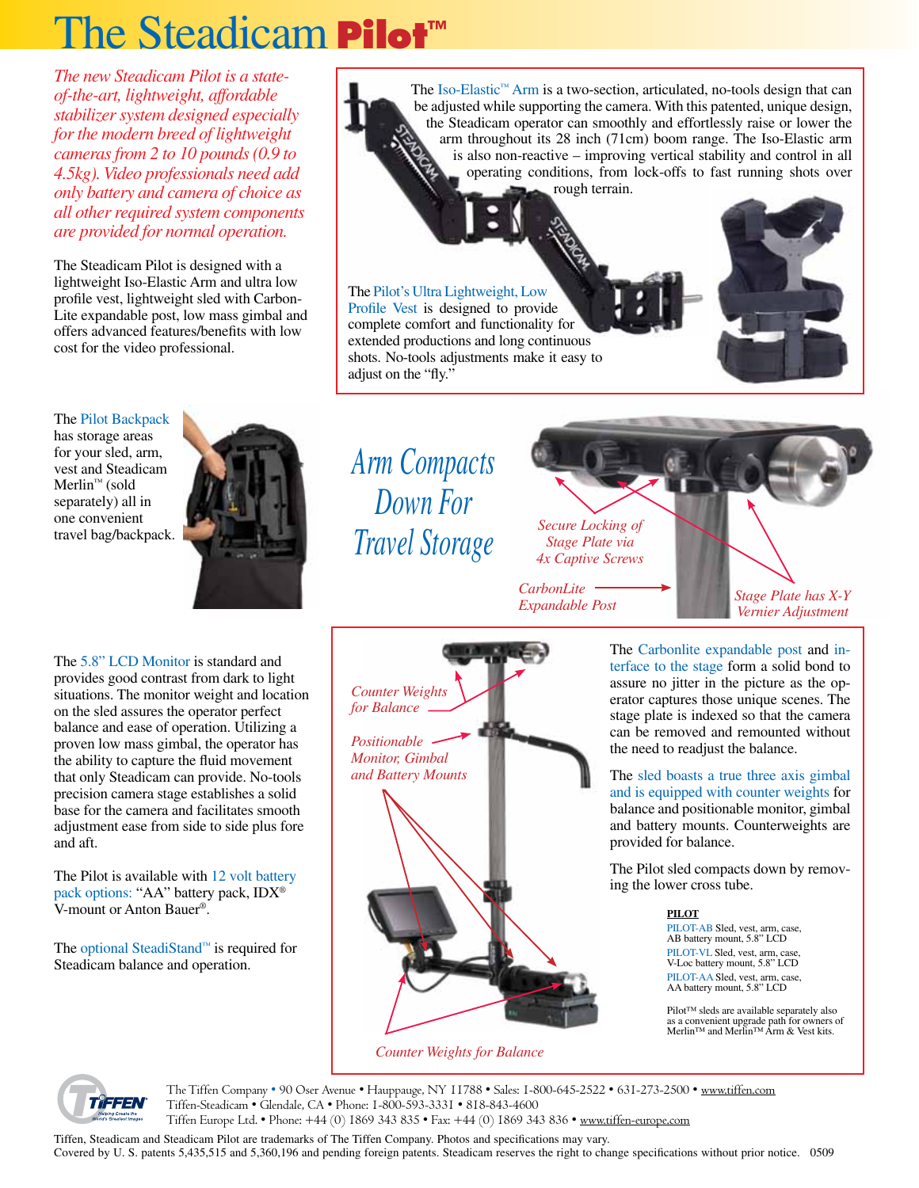# The Steadicam **Pilot**™

*The new Steadicam Pilot is a state-of-the-art, lightweight, affordable stabilizer system designed especially for the modern breed of lightweight cameras from 2 to 10 pounds (0.9 to 4.5kg). Video professionals need add only battery and camera of choice as all other required system components are provided for normal operation.*

The Steadicam Pilot is designed with a lightweight Iso-Elastic Arm and ultra low profile vest, lightweight sled with Carbon-Lite expandable post, low mass gimbal and offers advanced features/benefits with low cost for the video professional.

The Iso-Elastic™ Arm is a two-section, articulated, no-tools design that can be adjusted while supporting the camera. With this patented, unique design, the Steadicam operator can smoothly and effortlessly raise or lower the arm throughout its 28 inch (71cm) boom range. The Iso-Elastic arm is also non-reactive – improving vertical stability and control in all operating conditions, from lock-offs to fast running shots over rough terrain.

The Pilot's Ultra Lightweight, Low Profile Vest is designed to provide complete comfort and functionality for extended productions and long continuous shots. No-tools adjustments make it easy to adjust on the "fly."

The Pilot Backpack has storage areas for your sled, arm, vest and Steadicam Merlin™ (sold separately) all in one convenient travel bag/backpack.

*Arm Compacts Down For Travel Storage*

*Secure Locking of Stage Plate via 4x Captive Screws*

*CarbonLite Expandable Post*

*Stage Plate has X-Y Vernier Adjustment*

The 5.8" LCD Monitor is standard and provides good contrast from dark to light situations. The monitor weight and location on the sled assures the operator perfect balance and ease of operation. Utilizing a proven low mass gimbal, the operator has the ability to capture the fluid movement that only Steadicam can provide. No-tools precision camera stage establishes a solid base for the camera and facilitates smooth adjustment ease from side to side plus fore and aft.

The Pilot is available with 12 volt battery pack options: "AA" battery pack, IDX® V-mount or Anton Bauer®.

The optional SteadiStand™ is required for Steadicam balance and operation.

*Counter Weights for Balance*

*Positionable Monitor, Gimbal and Battery Mounts*

*Counter Weights for Balance*

The Carbonlite expandable post and interface to the stage form a solid bond to assure no jitter in the picture as the operator captures those unique scenes. The stage plate is indexed so that the camera can be removed and remounted without the need to readjust the balance.

The sled boasts a true three axis gimbal and is equipped with counter weights for balance and positionable monitor, gimbal and battery mounts. Counterweights are provided for balance.

The Pilot sled compacts down by removing the lower cross tube.

**PILOT**

PILOT-AB Sled, vest, arm, case, AB battery mount, 5.8" LCD

PILOT-VL Sled, vest, arm, case, V-Loc battery mount, 5.8" LCD

PILOT-AA Sled, vest, arm, case, AA battery mount, 5.8" LCD

Pilot™ sleds are available separately also as a convenient upgrade path for owners of Merlin™ and Merlin™ Arm & Vest kits.

The Tiffen Company • 90 Oser Avenue • Hauppauge, NY 11788 • Sales: 1-800-645-2522 • 631-273-2500 • www.tiffen.com
Tiffen-Steadicam • Glendale, CA • Phone: 1-800-593-3331 • 818-843-4600
Tiffen Europe Ltd. • Phone: +44 (0) 1869 343 835 • Fax: +44 (0) 1869 343 836 • www.tiffen-europe.com

Tiffen, Steadicam and Steadicam Pilot are trademarks of The Tiffen Company. Photos and specifications may vary.
Covered by U. S. patents 5,435,515 and 5,360,196 and pending foreign patents. Steadicam reserves the right to change specifications without prior notice. 0509